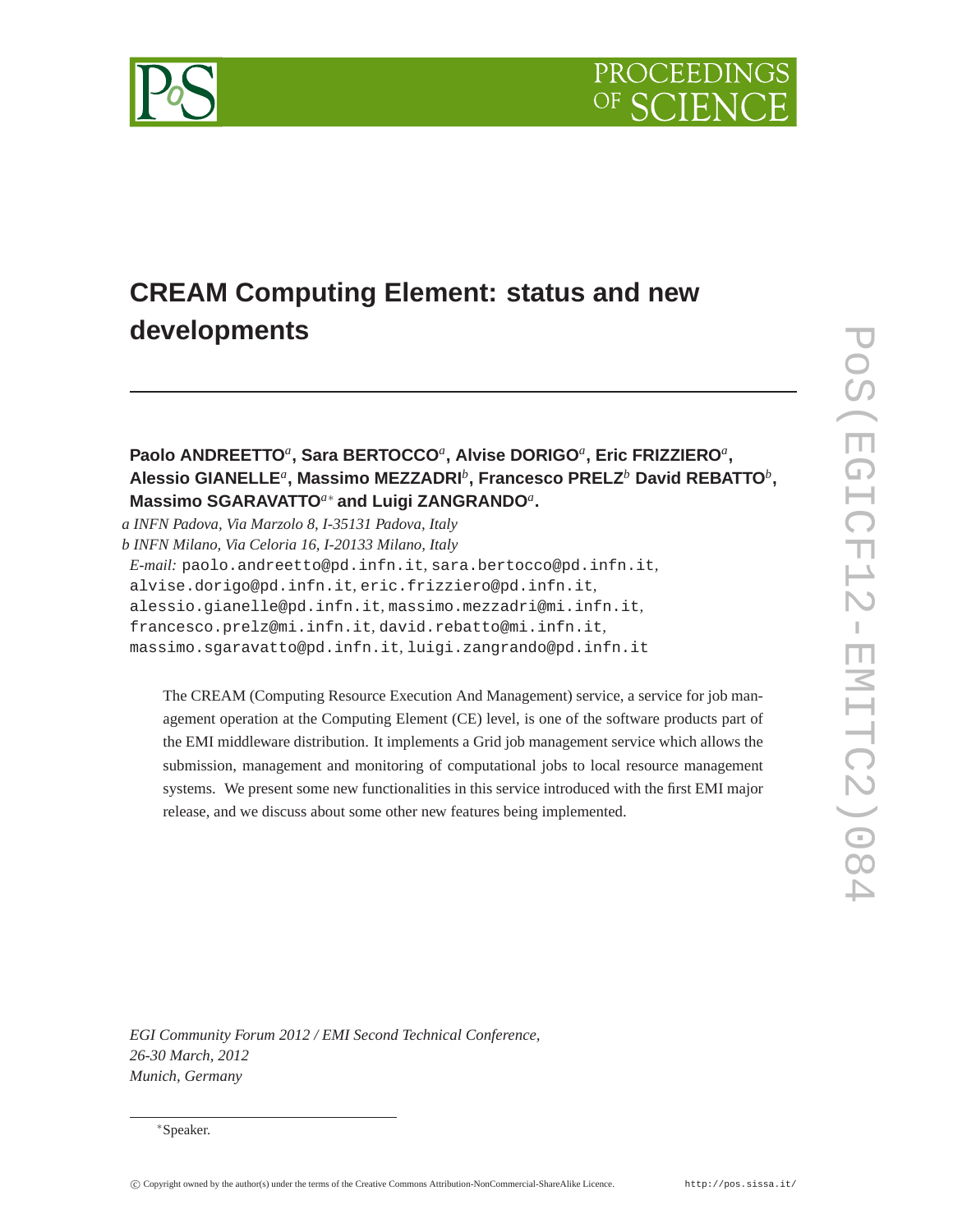# CREAM Computing Element: status and new developments

**Paolo ANDREETTO**[a]**, Sara BERTOCCO**[a]**, Alvise DORIGO**[a]**, Eric FRIZZIERO**[a]**, Alessio GIANELLE**[a]**, Massimo MEZZADRI**[b]**, Francesco PRELZ**[b] **David REBATTO**[b]**, Massimo SGARAVATTO**[a∗] **and Luigi ZANGRANDO**[a]**.**

*a INFN Padova, Via Marzolo 8, I-35131 Padova, Italy*
*b INFN Milano, Via Celoria 16, I-20133 Milano, Italy*
*E-mail:* paolo.andreetto@pd.infn.it, sara.bertocco@pd.infn.it, alvise.dorigo@pd.infn.it, eric.frizziero@pd.infn.it, alessio.gianelle@pd.infn.it, massimo.mezzadri@mi.infn.it, francesco.prelz@mi.infn.it, david.rebatto@mi.infn.it, massimo.sgaravatto@pd.infn.it, luigi.zangrando@pd.infn.it

The CREAM (Computing Resource Execution And Management) service, a service for job management operation at the Computing Element (CE) level, is one of the software products part of the EMI middleware distribution. It implements a Grid job management service which allows the submission, management and monitoring of computational jobs to local resource management systems. We present some new functionalities in this service introduced with the first EMI major release, and we discuss about some other new features being implemented.

*EGI Community Forum 2012 / EMI Second Technical Conference,*
*26-30 March, 2012*
*Munich, Germany*

∗Speaker.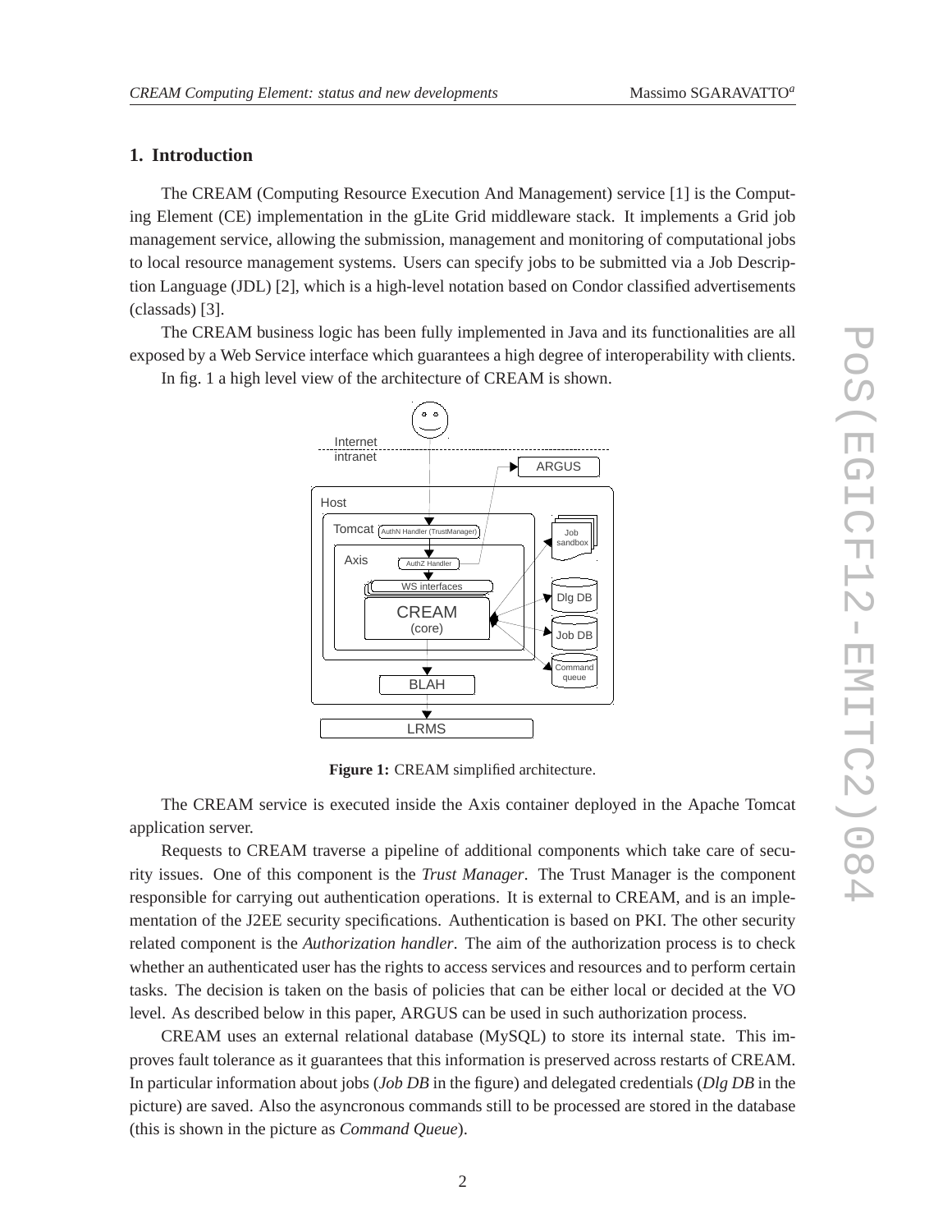## 1. Introduction

The CREAM (Computing Resource Execution And Management) service [1] is the Computing Element (CE) implementation in the gLite Grid middleware stack. It implements a Grid job management service, allowing the submission, management and monitoring of computational jobs to local resource management systems. Users can specify jobs to be submitted via a Job Description Language (JDL) [2], which is a high-level notation based on Condor classified advertisements (classads) [3].

The CREAM business logic has been fully implemented in Java and its functionalities are all exposed by a Web Service interface which guarantees a high degree of interoperability with clients.

In fig. 1 a high level view of the architecture of CREAM is shown.

**Figure 1:** CREAM simplified architecture.

The CREAM service is executed inside the Axis container deployed in the Apache Tomcat application server.

Requests to CREAM traverse a pipeline of additional components which take care of security issues. One of this component is the *Trust Manager*. The Trust Manager is the component responsible for carrying out authentication operations. It is external to CREAM, and is an implementation of the J2EE security specifications. Authentication is based on PKI. The other security related component is the *Authorization handler*. The aim of the authorization process is to check whether an authenticated user has the rights to access services and resources and to perform certain tasks. The decision is taken on the basis of policies that can be either local or decided at the VO level. As described below in this paper, ARGUS can be used in such authorization process.

CREAM uses an external relational database (MySQL) to store its internal state. This improves fault tolerance as it guarantees that this information is preserved across restarts of CREAM. In particular information about jobs (*Job DB* in the figure) and delegated credentials (*Dlg DB* in the picture) are saved. Also the asyncronous commands still to be processed are stored in the database (this is shown in the picture as *Command Queue*).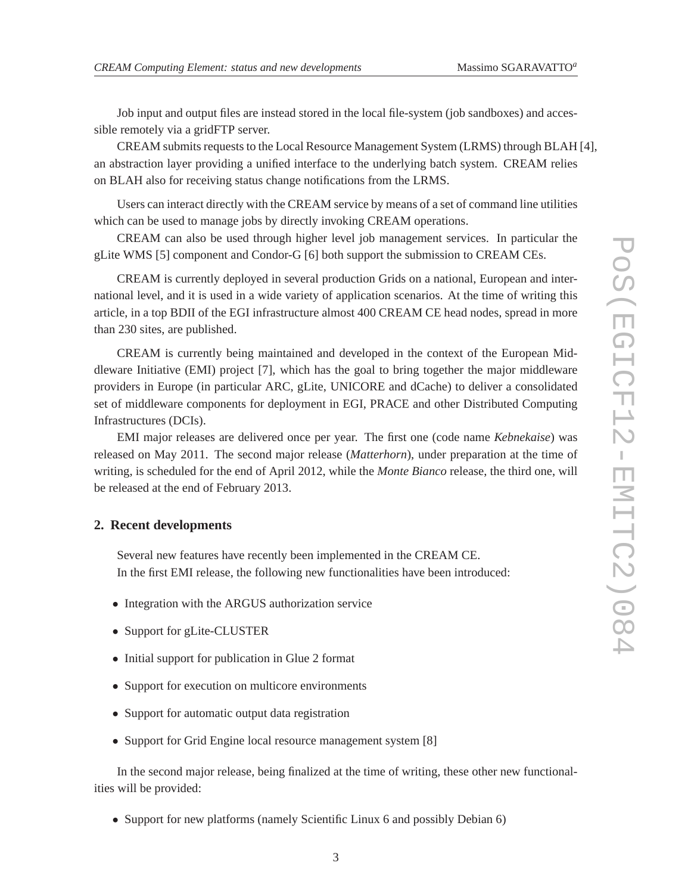Job input and output files are instead stored in the local file-system (job sandboxes) and accessible remotely via a gridFTP server.

CREAM submits requests to the Local Resource Management System (LRMS) through BLAH [4], an abstraction layer providing a unified interface to the underlying batch system. CREAM relies on BLAH also for receiving status change notifications from the LRMS.

Users can interact directly with the CREAM service by means of a set of command line utilities which can be used to manage jobs by directly invoking CREAM operations.

CREAM can also be used through higher level job management services. In particular the gLite WMS [5] component and Condor-G [6] both support the submission to CREAM CEs.

CREAM is currently deployed in several production Grids on a national, European and international level, and it is used in a wide variety of application scenarios. At the time of writing this article, in a top BDII of the EGI infrastructure almost 400 CREAM CE head nodes, spread in more than 230 sites, are published.

CREAM is currently being maintained and developed in the context of the European Middleware Initiative (EMI) project [7], which has the goal to bring together the major middleware providers in Europe (in particular ARC, gLite, UNICORE and dCache) to deliver a consolidated set of middleware components for deployment in EGI, PRACE and other Distributed Computing Infrastructures (DCIs).

EMI major releases are delivered once per year. The first one (code name *Kebnekaise*) was released on May 2011. The second major release (*Matterhorn*), under preparation at the time of writing, is scheduled for the end of April 2012, while the *Monte Bianco* release, the third one, will be released at the end of February 2013.

## 2. Recent developments

Several new features have recently been implemented in the CREAM CE.

In the first EMI release, the following new functionalities have been introduced:

- Integration with the ARGUS authorization service
- Support for gLite-CLUSTER
- Initial support for publication in Glue 2 format
- Support for execution on multicore environments
- Support for automatic output data registration
- Support for Grid Engine local resource management system [8]

In the second major release, being finalized at the time of writing, these other new functionalities will be provided:

- Support for new platforms (namely Scientific Linux 6 and possibly Debian 6)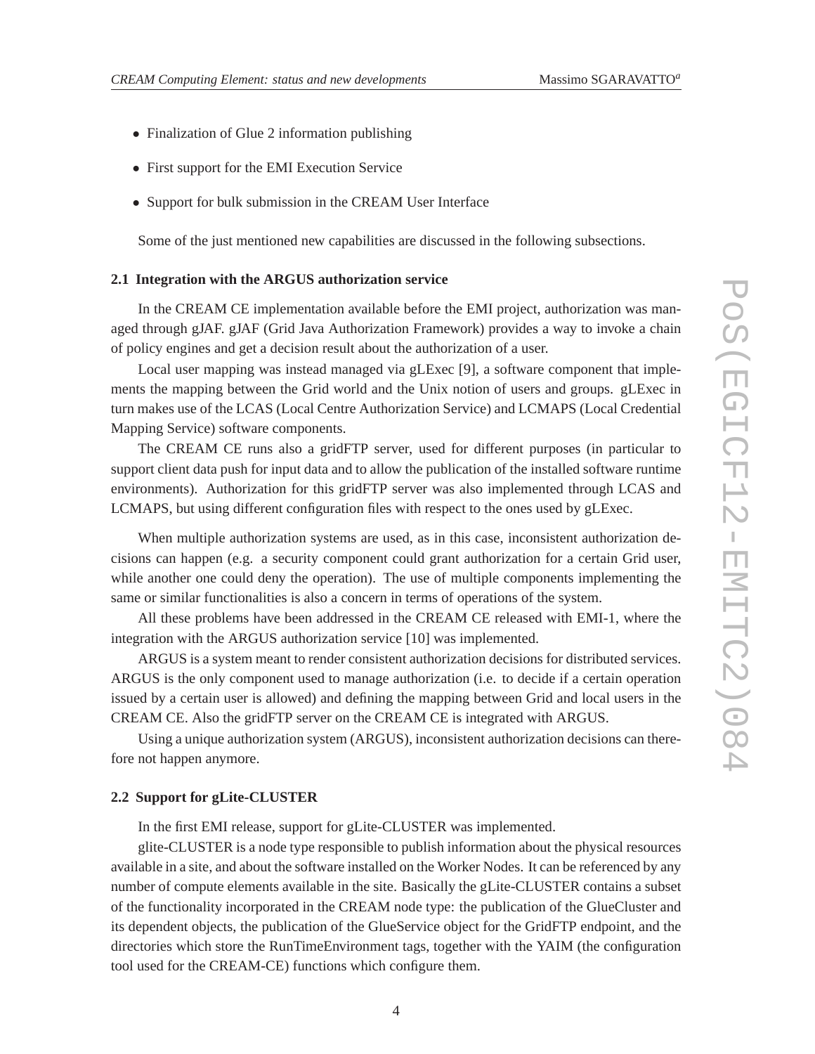- Finalization of Glue 2 information publishing
- First support for the EMI Execution Service
- Support for bulk submission in the CREAM User Interface

Some of the just mentioned new capabilities are discussed in the following subsections.

### 2.1 Integration with the ARGUS authorization service

In the CREAM CE implementation available before the EMI project, authorization was managed through gJAF. gJAF (Grid Java Authorization Framework) provides a way to invoke a chain of policy engines and get a decision result about the authorization of a user.

Local user mapping was instead managed via gLExec [9], a software component that implements the mapping between the Grid world and the Unix notion of users and groups. gLExec in turn makes use of the LCAS (Local Centre Authorization Service) and LCMAPS (Local Credential Mapping Service) software components.

The CREAM CE runs also a gridFTP server, used for different purposes (in particular to support client data push for input data and to allow the publication of the installed software runtime environments). Authorization for this gridFTP server was also implemented through LCAS and LCMAPS, but using different configuration files with respect to the ones used by gLExec.

When multiple authorization systems are used, as in this case, inconsistent authorization decisions can happen (e.g. a security component could grant authorization for a certain Grid user, while another one could deny the operation). The use of multiple components implementing the same or similar functionalities is also a concern in terms of operations of the system.

All these problems have been addressed in the CREAM CE released with EMI-1, where the integration with the ARGUS authorization service [10] was implemented.

ARGUS is a system meant to render consistent authorization decisions for distributed services. ARGUS is the only component used to manage authorization (i.e. to decide if a certain operation issued by a certain user is allowed) and defining the mapping between Grid and local users in the CREAM CE. Also the gridFTP server on the CREAM CE is integrated with ARGUS.

Using a unique authorization system (ARGUS), inconsistent authorization decisions can therefore not happen anymore.

### 2.2 Support for gLite-CLUSTER

In the first EMI release, support for gLite-CLUSTER was implemented.

glite-CLUSTER is a node type responsible to publish information about the physical resources available in a site, and about the software installed on the Worker Nodes. It can be referenced by any number of compute elements available in the site. Basically the gLite-CLUSTER contains a subset of the functionality incorporated in the CREAM node type: the publication of the GlueCluster and its dependent objects, the publication of the GlueService object for the GridFTP endpoint, and the directories which store the RunTimeEnvironment tags, together with the YAIM (the configuration tool used for the CREAM-CE) functions which configure them.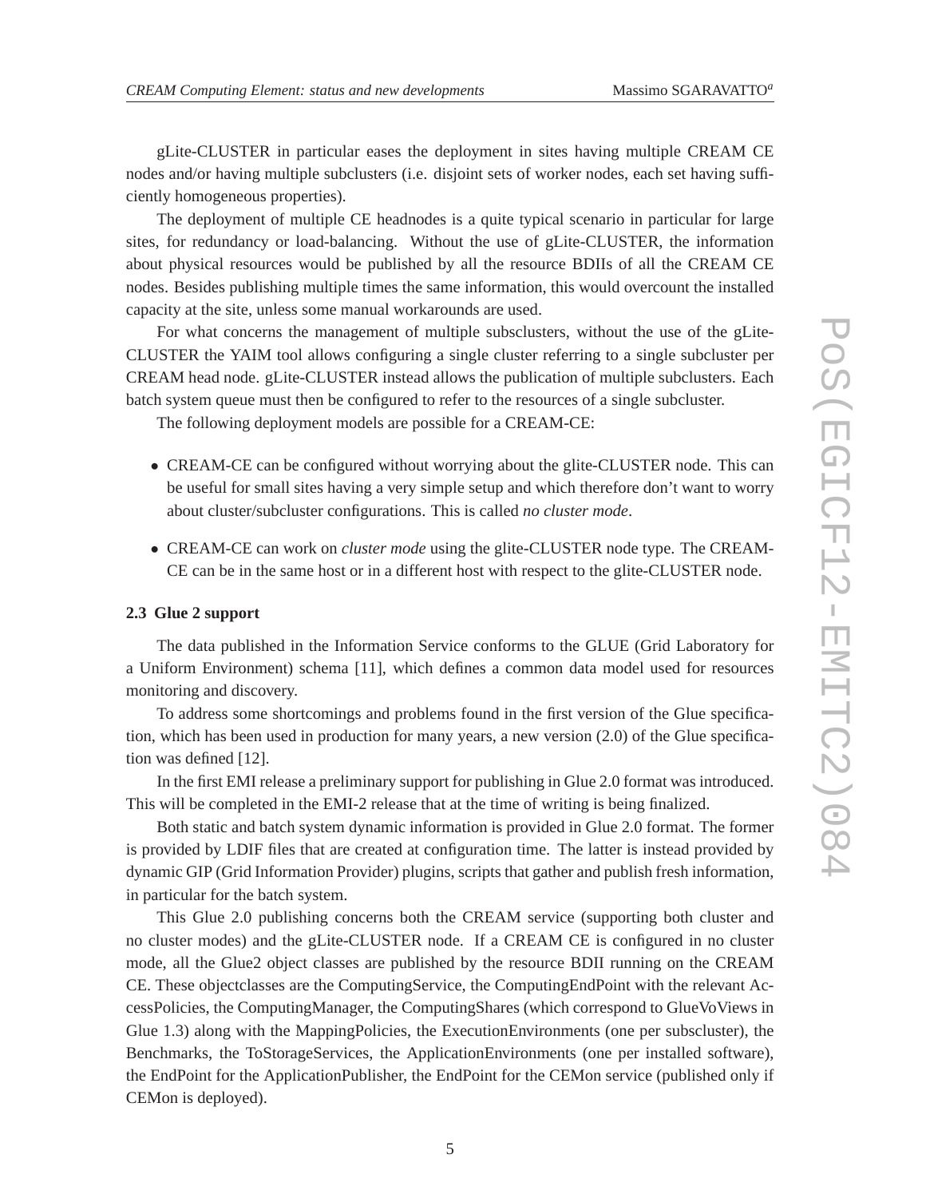gLite-CLUSTER in particular eases the deployment in sites having multiple CREAM CE nodes and/or having multiple subclusters (i.e. disjoint sets of worker nodes, each set having sufficiently homogeneous properties).

The deployment of multiple CE headnodes is a quite typical scenario in particular for large sites, for redundancy or load-balancing. Without the use of gLite-CLUSTER, the information about physical resources would be published by all the resource BDIIs of all the CREAM CE nodes. Besides publishing multiple times the same information, this would overcount the installed capacity at the site, unless some manual workarounds are used.

For what concerns the management of multiple subsclusters, without the use of the gLite-CLUSTER the YAIM tool allows configuring a single cluster referring to a single subcluster per CREAM head node. gLite-CLUSTER instead allows the publication of multiple subclusters. Each batch system queue must then be configured to refer to the resources of a single subcluster.

The following deployment models are possible for a CREAM-CE:

- CREAM-CE can be configured without worrying about the glite-CLUSTER node. This can be useful for small sites having a very simple setup and which therefore don't want to worry about cluster/subcluster configurations. This is called *no cluster mode*.
- CREAM-CE can work on *cluster mode* using the glite-CLUSTER node type. The CREAM-CE can be in the same host or in a different host with respect to the glite-CLUSTER node.

### 2.3 Glue 2 support

The data published in the Information Service conforms to the GLUE (Grid Laboratory for a Uniform Environment) schema [11], which defines a common data model used for resources monitoring and discovery.

To address some shortcomings and problems found in the first version of the Glue specification, which has been used in production for many years, a new version (2.0) of the Glue specification was defined [12].

In the first EMI release a preliminary support for publishing in Glue 2.0 format was introduced. This will be completed in the EMI-2 release that at the time of writing is being finalized.

Both static and batch system dynamic information is provided in Glue 2.0 format. The former is provided by LDIF files that are created at configuration time. The latter is instead provided by dynamic GIP (Grid Information Provider) plugins, scripts that gather and publish fresh information, in particular for the batch system.

This Glue 2.0 publishing concerns both the CREAM service (supporting both cluster and no cluster modes) and the gLite-CLUSTER node. If a CREAM CE is configured in no cluster mode, all the Glue2 object classes are published by the resource BDII running on the CREAM CE. These objectclasses are the ComputingService, the ComputingEndPoint with the relevant AccessPolicies, the ComputingManager, the ComputingShares (which correspond to GlueVoViews in Glue 1.3) along with the MappingPolicies, the ExecutionEnvironments (one per subscluster), the Benchmarks, the ToStorageServices, the ApplicationEnvironments (one per installed software), the EndPoint for the ApplicationPublisher, the EndPoint for the CEMon service (published only if CEMon is deployed).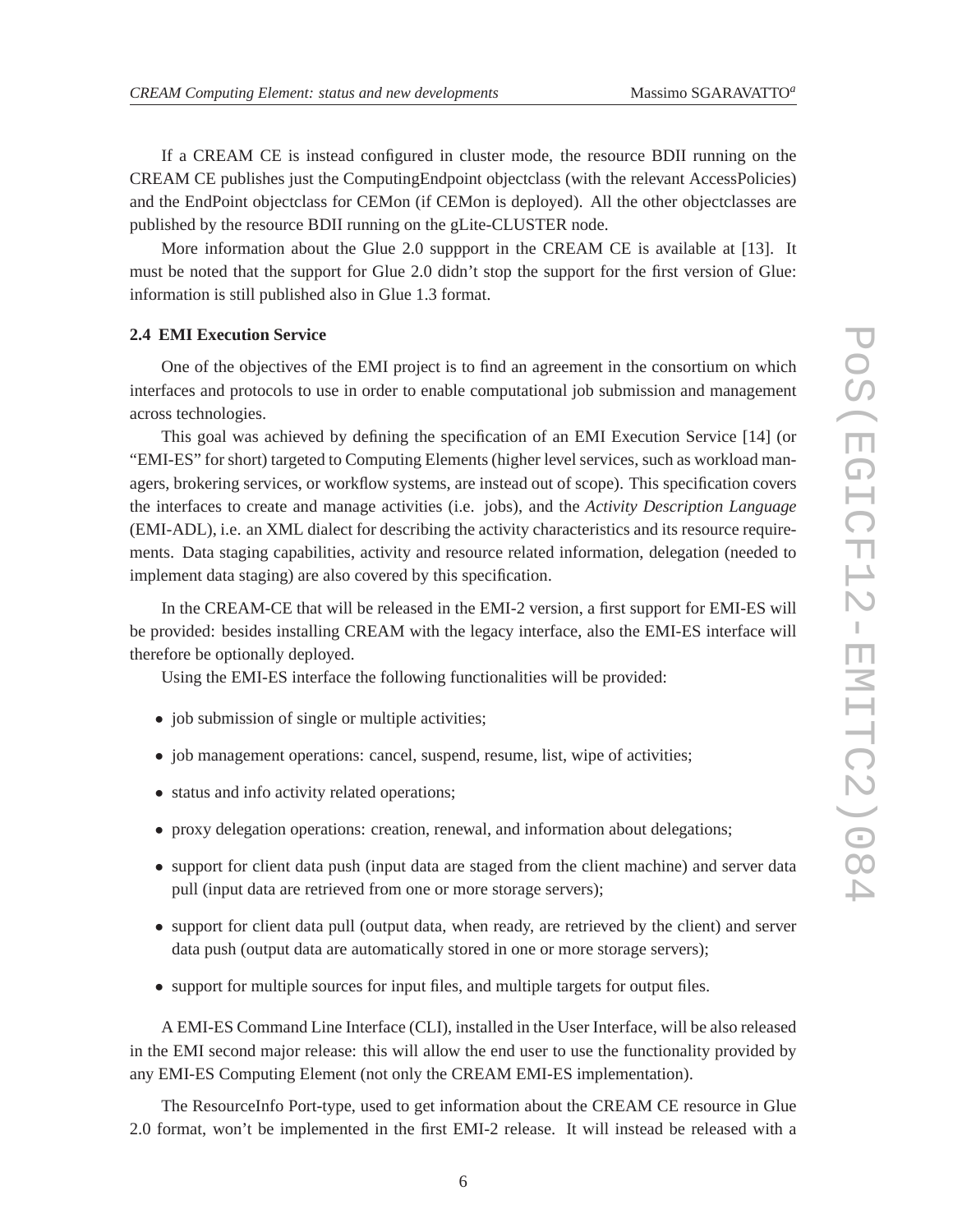If a CREAM CE is instead configured in cluster mode, the resource BDII running on the CREAM CE publishes just the ComputingEndpoint objectclass (with the relevant AccessPolicies) and the EndPoint objectclass for CEMon (if CEMon is deployed). All the other objectclasses are published by the resource BDII running on the gLite-CLUSTER node.

More information about the Glue 2.0 suppport in the CREAM CE is available at [13]. It must be noted that the support for Glue 2.0 didn't stop the support for the first version of Glue: information is still published also in Glue 1.3 format.

### 2.4 EMI Execution Service

One of the objectives of the EMI project is to find an agreement in the consortium on which interfaces and protocols to use in order to enable computational job submission and management across technologies.

This goal was achieved by defining the specification of an EMI Execution Service [14] (or "EMI-ES" for short) targeted to Computing Elements (higher level services, such as workload managers, brokering services, or workflow systems, are instead out of scope). This specification covers the interfaces to create and manage activities (i.e. jobs), and the *Activity Description Language* (EMI-ADL), i.e. an XML dialect for describing the activity characteristics and its resource requirements. Data staging capabilities, activity and resource related information, delegation (needed to implement data staging) are also covered by this specification.

In the CREAM-CE that will be released in the EMI-2 version, a first support for EMI-ES will be provided: besides installing CREAM with the legacy interface, also the EMI-ES interface will therefore be optionally deployed.

Using the EMI-ES interface the following functionalities will be provided:

- job submission of single or multiple activities;
- job management operations: cancel, suspend, resume, list, wipe of activities;
- status and info activity related operations;
- proxy delegation operations: creation, renewal, and information about delegations;
- support for client data push (input data are staged from the client machine) and server data pull (input data are retrieved from one or more storage servers);
- support for client data pull (output data, when ready, are retrieved by the client) and server data push (output data are automatically stored in one or more storage servers);
- support for multiple sources for input files, and multiple targets for output files.

A EMI-ES Command Line Interface (CLI), installed in the User Interface, will be also released in the EMI second major release: this will allow the end user to use the functionality provided by any EMI-ES Computing Element (not only the CREAM EMI-ES implementation).

The ResourceInfo Port-type, used to get information about the CREAM CE resource in Glue 2.0 format, won't be implemented in the first EMI-2 release. It will instead be released with a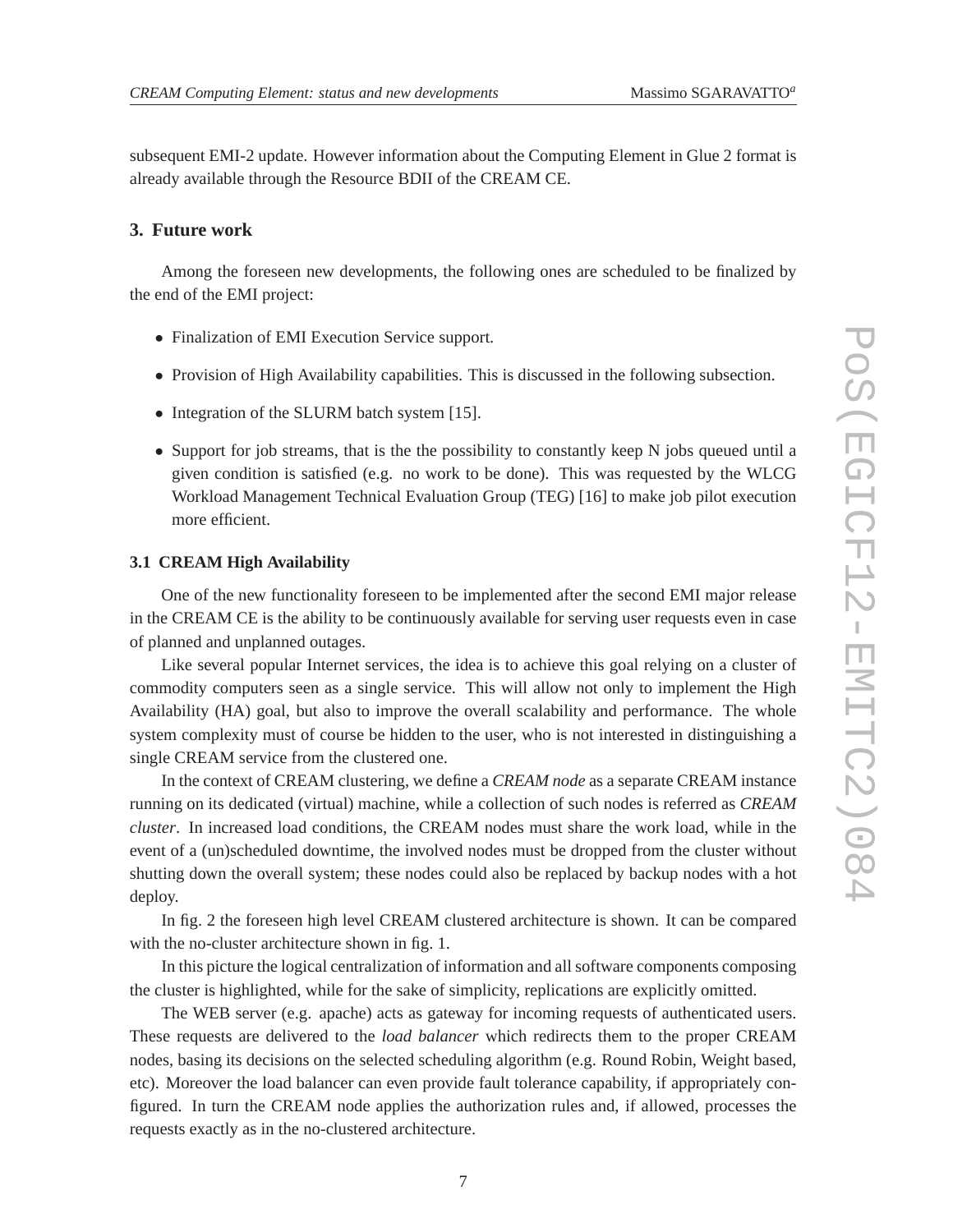subsequent EMI-2 update. However information about the Computing Element in Glue 2 format is already available through the Resource BDII of the CREAM CE.

## 3. Future work

Among the foreseen new developments, the following ones are scheduled to be finalized by the end of the EMI project:

- Finalization of EMI Execution Service support.
- Provision of High Availability capabilities. This is discussed in the following subsection.
- Integration of the SLURM batch system [15].
- Support for job streams, that is the the possibility to constantly keep N jobs queued until a given condition is satisfied (e.g. no work to be done). This was requested by the WLCG Workload Management Technical Evaluation Group (TEG) [16] to make job pilot execution more efficient.

### 3.1 CREAM High Availability

One of the new functionality foreseen to be implemented after the second EMI major release in the CREAM CE is the ability to be continuously available for serving user requests even in case of planned and unplanned outages.

Like several popular Internet services, the idea is to achieve this goal relying on a cluster of commodity computers seen as a single service. This will allow not only to implement the High Availability (HA) goal, but also to improve the overall scalability and performance. The whole system complexity must of course be hidden to the user, who is not interested in distinguishing a single CREAM service from the clustered one.

In the context of CREAM clustering, we define a *CREAM node* as a separate CREAM instance running on its dedicated (virtual) machine, while a collection of such nodes is referred as *CREAM cluster*. In increased load conditions, the CREAM nodes must share the work load, while in the event of a (un)scheduled downtime, the involved nodes must be dropped from the cluster without shutting down the overall system; these nodes could also be replaced by backup nodes with a hot deploy.

In fig. 2 the foreseen high level CREAM clustered architecture is shown. It can be compared with the no-cluster architecture shown in fig. 1.

In this picture the logical centralization of information and all software components composing the cluster is highlighted, while for the sake of simplicity, replications are explicitly omitted.

The WEB server (e.g. apache) acts as gateway for incoming requests of authenticated users. These requests are delivered to the *load balancer* which redirects them to the proper CREAM nodes, basing its decisions on the selected scheduling algorithm (e.g. Round Robin, Weight based, etc). Moreover the load balancer can even provide fault tolerance capability, if appropriately configured. In turn the CREAM node applies the authorization rules and, if allowed, processes the requests exactly as in the no-clustered architecture.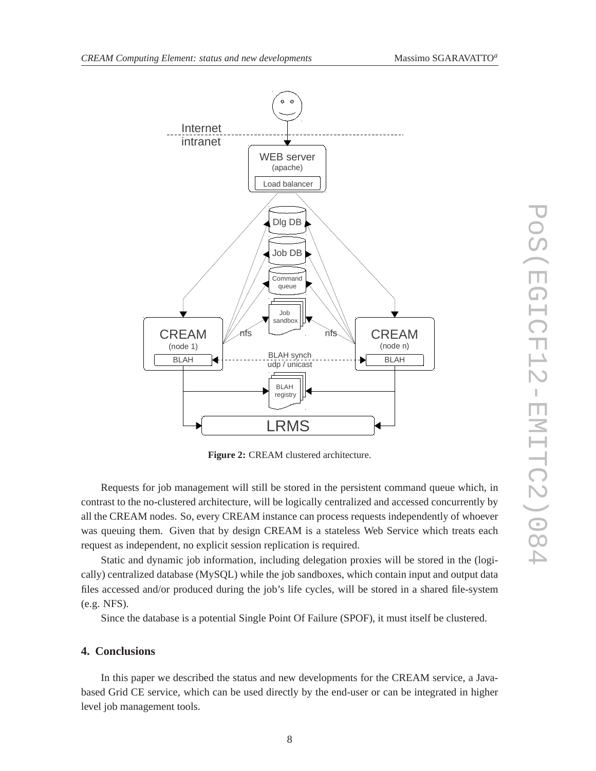**Figure 2:** CREAM clustered architecture.

Requests for job management will still be stored in the persistent command queue which, in contrast to the no-clustered architecture, will be logically centralized and accessed concurrently by all the CREAM nodes. So, every CREAM instance can process requests independently of whoever was queuing them. Given that by design CREAM is a stateless Web Service which treats each request as independent, no explicit session replication is required.

Static and dynamic job information, including delegation proxies will be stored in the (logically) centralized database (MySQL) while the job sandboxes, which contain input and output data files accessed and/or produced during the job's life cycles, will be stored in a shared file-system (e.g. NFS).

Since the database is a potential Single Point Of Failure (SPOF), it must itself be clustered.

## 4. Conclusions

In this paper we described the status and new developments for the CREAM service, a Java-based Grid CE service, which can be used directly by the end-user or can be integrated in higher level job management tools.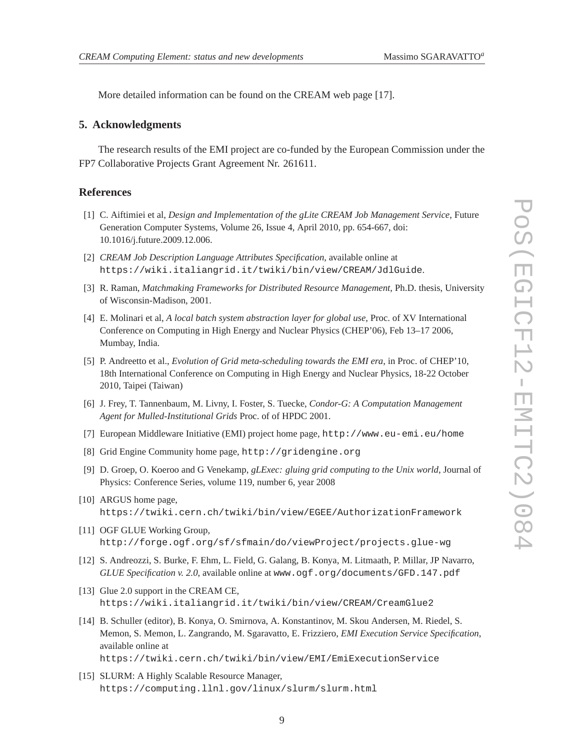More detailed information can be found on the CREAM web page [17].

## 5. Acknowledgments

The research results of the EMI project are co-funded by the European Commission under the FP7 Collaborative Projects Grant Agreement Nr. 261611.

## References

[1] C. Aiftimiei et al, *Design and Implementation of the gLite CREAM Job Management Service*, Future Generation Computer Systems, Volume 26, Issue 4, April 2010, pp. 654-667, doi: 10.1016/j.future.2009.12.006.

[2] *CREAM Job Description Language Attributes Specification*, available online at `https://wiki.italiangrid.it/twiki/bin/view/CREAM/JdlGuide`.

[3] R. Raman, *Matchmaking Frameworks for Distributed Resource Management*, Ph.D. thesis, University of Wisconsin-Madison, 2001.

[4] E. Molinari et al, *A local batch system abstraction layer for global use*, Proc. of XV International Conference on Computing in High Energy and Nuclear Physics (CHEP'06), Feb 13–17 2006, Mumbay, India.

[5] P. Andreetto et al., *Evolution of Grid meta-scheduling towards the EMI era*, in Proc. of CHEP'10, 18th International Conference on Computing in High Energy and Nuclear Physics, 18-22 October 2010, Taipei (Taiwan)

[6] J. Frey, T. Tannenbaum, M. Livny, I. Foster, S. Tuecke, *Condor-G: A Computation Management Agent for Mulled-Institutional Grids* Proc. of of HPDC 2001.

[7] European Middleware Initiative (EMI) project home page, `http://www.eu-emi.eu/home`

[8] Grid Engine Community home page, `http://gridengine.org`

[9] D. Groep, O. Koeroo and G Venekamp, *gLExec: gluing grid computing to the Unix world*, Journal of Physics: Conference Series, volume 119, number 6, year 2008

[10] ARGUS home page, `https://twiki.cern.ch/twiki/bin/view/EGEE/AuthorizationFramework`

[11] OGF GLUE Working Group, `http://forge.ogf.org/sf/sfmain/do/viewProject/projects.glue-wg`

[12] S. Andreozzi, S. Burke, F. Ehm, L. Field, G. Galang, B. Konya, M. Litmaath, P. Millar, JP Navarro, *GLUE Specification v. 2.0*, available online at `www.ogf.org/documents/GFD.147.pdf`

[13] Glue 2.0 support in the CREAM CE, `https://wiki.italiangrid.it/twiki/bin/view/CREAM/CreamGlue2`

[14] B. Schuller (editor), B. Konya, O. Smirnova, A. Konstantinov, M. Skou Andersen, M. Riedel, S. Memon, S. Memon, L. Zangrando, M. Sgaravatto, E. Frizziero, *EMI Execution Service Specification*, available online at `https://twiki.cern.ch/twiki/bin/view/EMI/EmiExecutionService`

[15] SLURM: A Highly Scalable Resource Manager, `https://computing.llnl.gov/linux/slurm/slurm.html`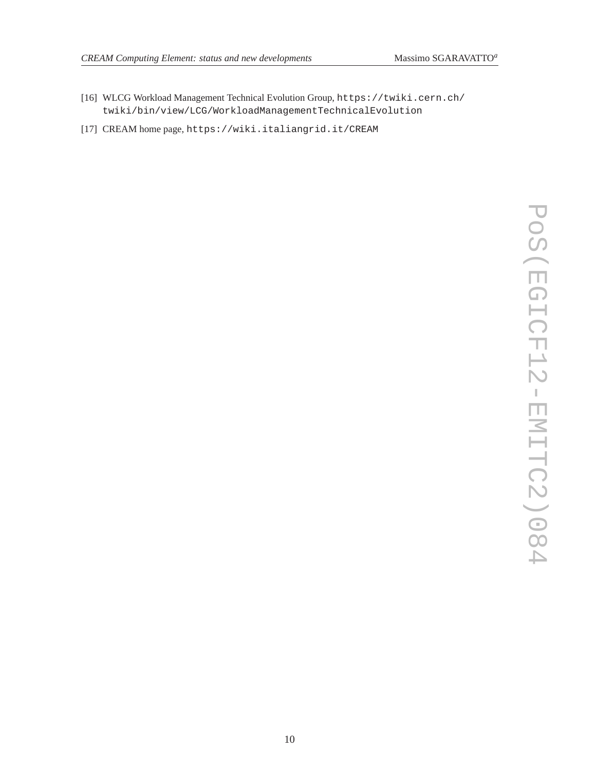[16] WLCG Workload Management Technical Evolution Group, https://twiki.cern.ch/twiki/bin/view/LCG/WorkloadManagementTechnicalEvolution

[17] CREAM home page, https://wiki.italiangrid.it/CREAM